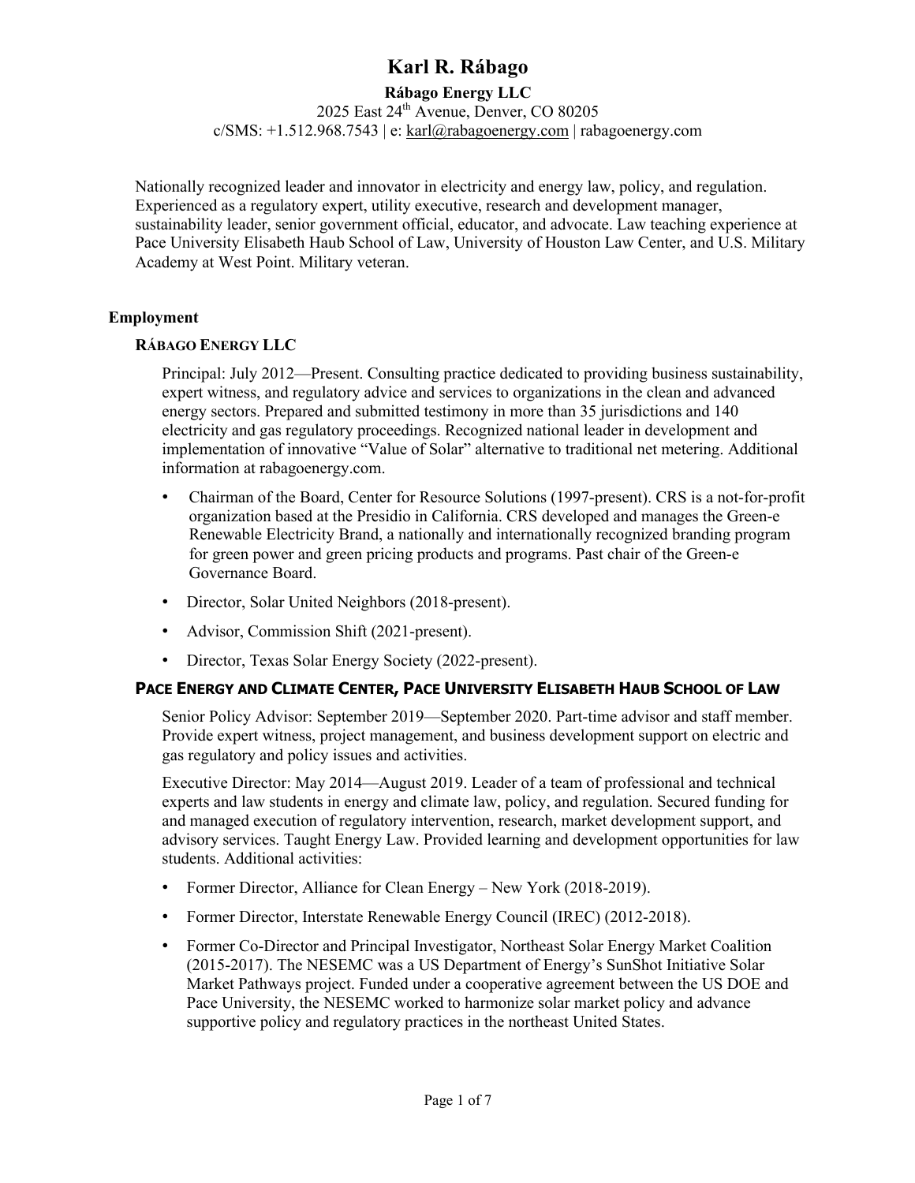# Karl R. Rábago

**Rábago Energy LLC**
2025 East 24th Avenue, Denver, CO 80205
c/SMS: +1.512.968.7543 | e: karl@rabagoenergy.com | rabagoenergy.com

Nationally recognized leader and innovator in electricity and energy law, policy, and regulation. Experienced as a regulatory expert, utility executive, research and development manager, sustainability leader, senior government official, educator, and advocate. Law teaching experience at Pace University Elisabeth Haub School of Law, University of Houston Law Center, and U.S. Military Academy at West Point. Military veteran.

## Employment

### RÁBAGO ENERGY LLC

Principal: July 2012—Present. Consulting practice dedicated to providing business sustainability, expert witness, and regulatory advice and services to organizations in the clean and advanced energy sectors. Prepared and submitted testimony in more than 35 jurisdictions and 140 electricity and gas regulatory proceedings. Recognized national leader in development and implementation of innovative "Value of Solar" alternative to traditional net metering. Additional information at rabagoenergy.com.

- Chairman of the Board, Center for Resource Solutions (1997-present). CRS is a not-for-profit organization based at the Presidio in California. CRS developed and manages the Green-e Renewable Electricity Brand, a nationally and internationally recognized branding program for green power and green pricing products and programs. Past chair of the Green-e Governance Board.
- Director, Solar United Neighbors (2018-present).
- Advisor, Commission Shift (2021-present).
- Director, Texas Solar Energy Society (2022-present).

### PACE ENERGY AND CLIMATE CENTER, PACE UNIVERSITY ELISABETH HAUB SCHOOL OF LAW

Senior Policy Advisor: September 2019—September 2020. Part-time advisor and staff member. Provide expert witness, project management, and business development support on electric and gas regulatory and policy issues and activities.

Executive Director: May 2014—August 2019. Leader of a team of professional and technical experts and law students in energy and climate law, policy, and regulation. Secured funding for and managed execution of regulatory intervention, research, market development support, and advisory services. Taught Energy Law. Provided learning and development opportunities for law students. Additional activities:

- Former Director, Alliance for Clean Energy – New York (2018-2019).
- Former Director, Interstate Renewable Energy Council (IREC) (2012-2018).
- Former Co-Director and Principal Investigator, Northeast Solar Energy Market Coalition (2015-2017). The NESEMC was a US Department of Energy's SunShot Initiative Solar Market Pathways project. Funded under a cooperative agreement between the US DOE and Pace University, the NESEMC worked to harmonize solar market policy and advance supportive policy and regulatory practices in the northeast United States.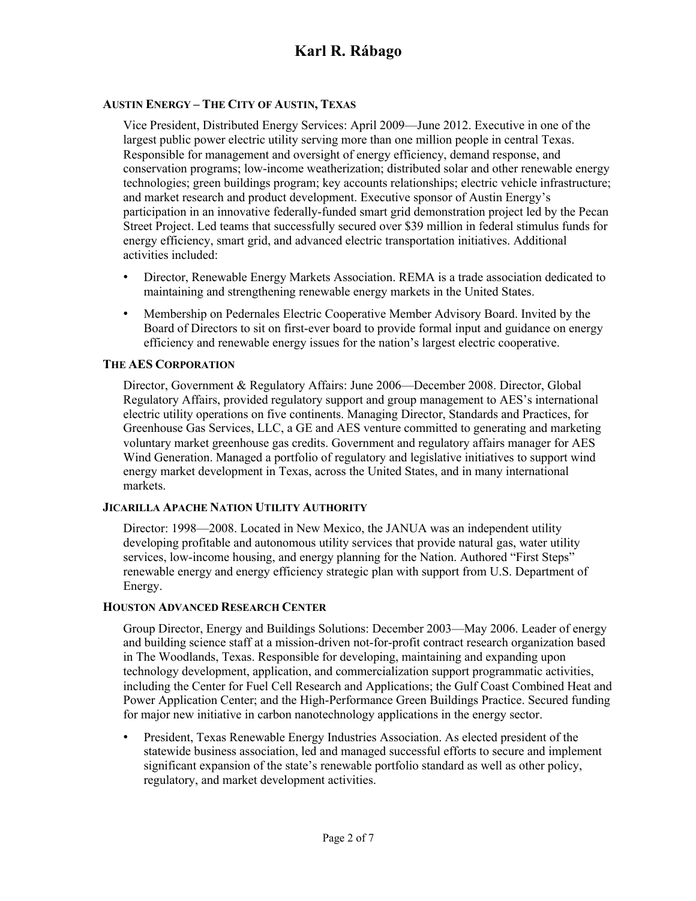### Austin Energy – The City of Austin, Texas

Vice President, Distributed Energy Services: April 2009—June 2012. Executive in one of the largest public power electric utility serving more than one million people in central Texas. Responsible for management and oversight of energy efficiency, demand response, and conservation programs; low-income weatherization; distributed solar and other renewable energy technologies; green buildings program; key accounts relationships; electric vehicle infrastructure; and market research and product development. Executive sponsor of Austin Energy's participation in an innovative federally-funded smart grid demonstration project led by the Pecan Street Project. Led teams that successfully secured over $39 million in federal stimulus funds for energy efficiency, smart grid, and advanced electric transportation initiatives. Additional activities included:

- Director, Renewable Energy Markets Association. REMA is a trade association dedicated to maintaining and strengthening renewable energy markets in the United States.
- Membership on Pedernales Electric Cooperative Member Advisory Board. Invited by the Board of Directors to sit on first-ever board to provide formal input and guidance on energy efficiency and renewable energy issues for the nation's largest electric cooperative.

### The AES Corporation

Director, Government & Regulatory Affairs: June 2006—December 2008. Director, Global Regulatory Affairs, provided regulatory support and group management to AES's international electric utility operations on five continents. Managing Director, Standards and Practices, for Greenhouse Gas Services, LLC, a GE and AES venture committed to generating and marketing voluntary market greenhouse gas credits. Government and regulatory affairs manager for AES Wind Generation. Managed a portfolio of regulatory and legislative initiatives to support wind energy market development in Texas, across the United States, and in many international markets.

### Jicarilla Apache Nation Utility Authority

Director: 1998—2008. Located in New Mexico, the JANUA was an independent utility developing profitable and autonomous utility services that provide natural gas, water utility services, low-income housing, and energy planning for the Nation. Authored "First Steps" renewable energy and energy efficiency strategic plan with support from U.S. Department of Energy.

### Houston Advanced Research Center

Group Director, Energy and Buildings Solutions: December 2003—May 2006. Leader of energy and building science staff at a mission-driven not-for-profit contract research organization based in The Woodlands, Texas. Responsible for developing, maintaining and expanding upon technology development, application, and commercialization support programmatic activities, including the Center for Fuel Cell Research and Applications; the Gulf Coast Combined Heat and Power Application Center; and the High-Performance Green Buildings Practice. Secured funding for major new initiative in carbon nanotechnology applications in the energy sector.

- President, Texas Renewable Energy Industries Association. As elected president of the statewide business association, led and managed successful efforts to secure and implement significant expansion of the state's renewable portfolio standard as well as other policy, regulatory, and market development activities.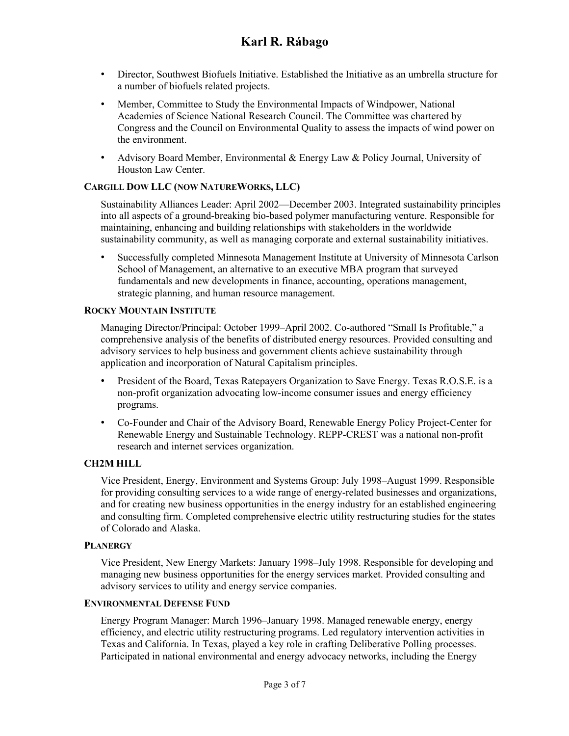- Director, Southwest Biofuels Initiative. Established the Initiative as an umbrella structure for a number of biofuels related projects.
- Member, Committee to Study the Environmental Impacts of Windpower, National Academies of Science National Research Council. The Committee was chartered by Congress and the Council on Environmental Quality to assess the impacts of wind power on the environment.
- Advisory Board Member, Environmental & Energy Law & Policy Journal, University of Houston Law Center.

#### CARGILL DOW LLC (NOW NATUREWORKS, LLC)

Sustainability Alliances Leader: April 2002—December 2003. Integrated sustainability principles into all aspects of a ground-breaking bio-based polymer manufacturing venture. Responsible for maintaining, enhancing and building relationships with stakeholders in the worldwide sustainability community, as well as managing corporate and external sustainability initiatives.

- Successfully completed Minnesota Management Institute at University of Minnesota Carlson School of Management, an alternative to an executive MBA program that surveyed fundamentals and new developments in finance, accounting, operations management, strategic planning, and human resource management.

#### ROCKY MOUNTAIN INSTITUTE

Managing Director/Principal: October 1999–April 2002. Co-authored "Small Is Profitable," a comprehensive analysis of the benefits of distributed energy resources. Provided consulting and advisory services to help business and government clients achieve sustainability through application and incorporation of Natural Capitalism principles.

- President of the Board, Texas Ratepayers Organization to Save Energy. Texas R.O.S.E. is a non-profit organization advocating low-income consumer issues and energy efficiency programs.
- Co-Founder and Chair of the Advisory Board, Renewable Energy Policy Project-Center for Renewable Energy and Sustainable Technology. REPP-CREST was a national non-profit research and internet services organization.

#### CH2M HILL

Vice President, Energy, Environment and Systems Group: July 1998–August 1999. Responsible for providing consulting services to a wide range of energy-related businesses and organizations, and for creating new business opportunities in the energy industry for an established engineering and consulting firm. Completed comprehensive electric utility restructuring studies for the states of Colorado and Alaska.

#### PLANERGY

Vice President, New Energy Markets: January 1998–July 1998. Responsible for developing and managing new business opportunities for the energy services market. Provided consulting and advisory services to utility and energy service companies.

#### ENVIRONMENTAL DEFENSE FUND

Energy Program Manager: March 1996–January 1998. Managed renewable energy, energy efficiency, and electric utility restructuring programs. Led regulatory intervention activities in Texas and California. In Texas, played a key role in crafting Deliberative Polling processes. Participated in national environmental and energy advocacy networks, including the Energy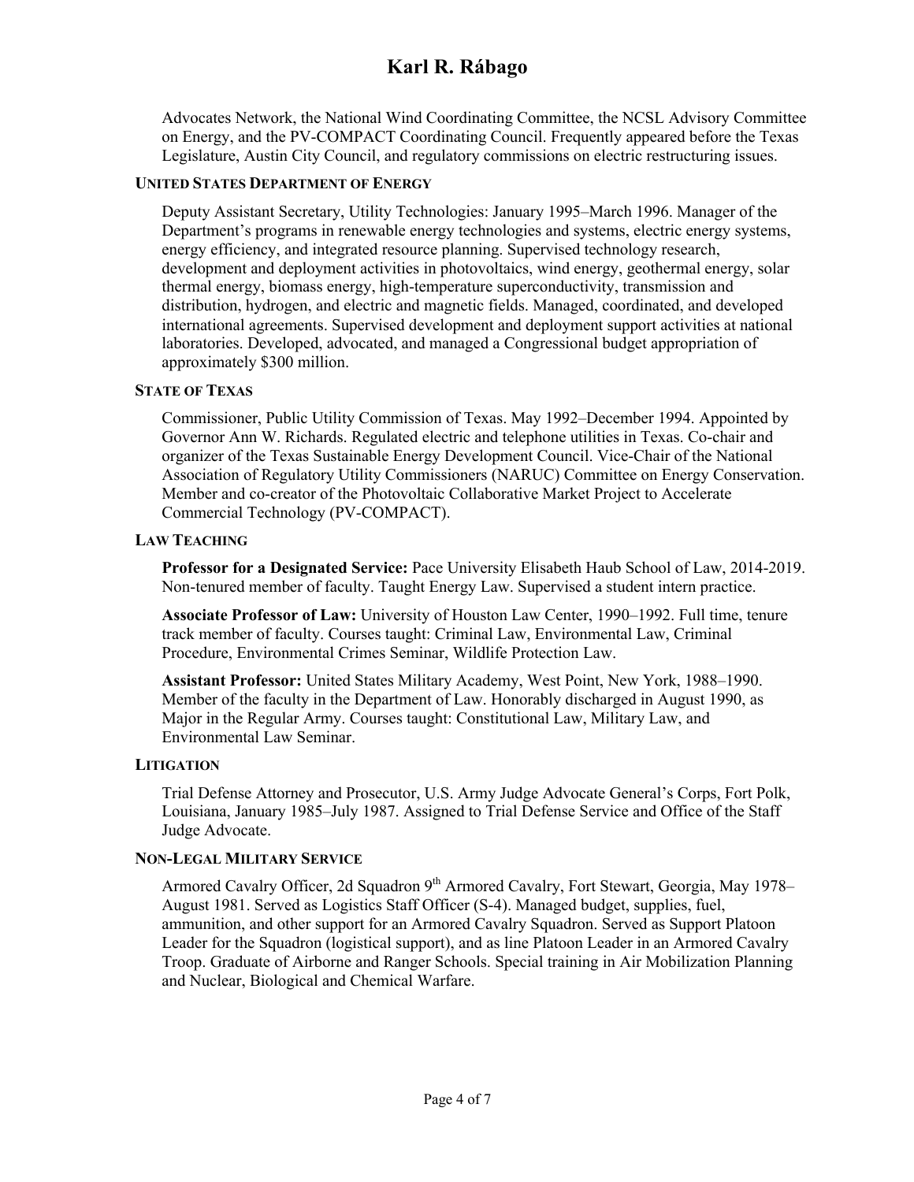Advocates Network, the National Wind Coordinating Committee, the NCSL Advisory Committee on Energy, and the PV-COMPACT Coordinating Council. Frequently appeared before the Texas Legislature, Austin City Council, and regulatory commissions on electric restructuring issues.

#### UNITED STATES DEPARTMENT OF ENERGY

Deputy Assistant Secretary, Utility Technologies: January 1995–March 1996. Manager of the Department's programs in renewable energy technologies and systems, electric energy systems, energy efficiency, and integrated resource planning. Supervised technology research, development and deployment activities in photovoltaics, wind energy, geothermal energy, solar thermal energy, biomass energy, high-temperature superconductivity, transmission and distribution, hydrogen, and electric and magnetic fields. Managed, coordinated, and developed international agreements. Supervised development and deployment support activities at national laboratories. Developed, advocated, and managed a Congressional budget appropriation of approximately $300 million.

#### STATE OF TEXAS

Commissioner, Public Utility Commission of Texas. May 1992–December 1994. Appointed by Governor Ann W. Richards. Regulated electric and telephone utilities in Texas. Co-chair and organizer of the Texas Sustainable Energy Development Council. Vice-Chair of the National Association of Regulatory Utility Commissioners (NARUC) Committee on Energy Conservation. Member and co-creator of the Photovoltaic Collaborative Market Project to Accelerate Commercial Technology (PV-COMPACT).

#### LAW TEACHING

**Professor for a Designated Service:** Pace University Elisabeth Haub School of Law, 2014-2019. Non-tenured member of faculty. Taught Energy Law. Supervised a student intern practice.

**Associate Professor of Law:** University of Houston Law Center, 1990–1992. Full time, tenure track member of faculty. Courses taught: Criminal Law, Environmental Law, Criminal Procedure, Environmental Crimes Seminar, Wildlife Protection Law.

**Assistant Professor:** United States Military Academy, West Point, New York, 1988–1990. Member of the faculty in the Department of Law. Honorably discharged in August 1990, as Major in the Regular Army. Courses taught: Constitutional Law, Military Law, and Environmental Law Seminar.

#### LITIGATION

Trial Defense Attorney and Prosecutor, U.S. Army Judge Advocate General's Corps, Fort Polk, Louisiana, January 1985–July 1987. Assigned to Trial Defense Service and Office of the Staff Judge Advocate.

#### NON-LEGAL MILITARY SERVICE

Armored Cavalry Officer, 2d Squadron 9th Armored Cavalry, Fort Stewart, Georgia, May 1978–August 1981. Served as Logistics Staff Officer (S-4). Managed budget, supplies, fuel, ammunition, and other support for an Armored Cavalry Squadron. Served as Support Platoon Leader for the Squadron (logistical support), and as line Platoon Leader in an Armored Cavalry Troop. Graduate of Airborne and Ranger Schools. Special training in Air Mobilization Planning and Nuclear, Biological and Chemical Warfare.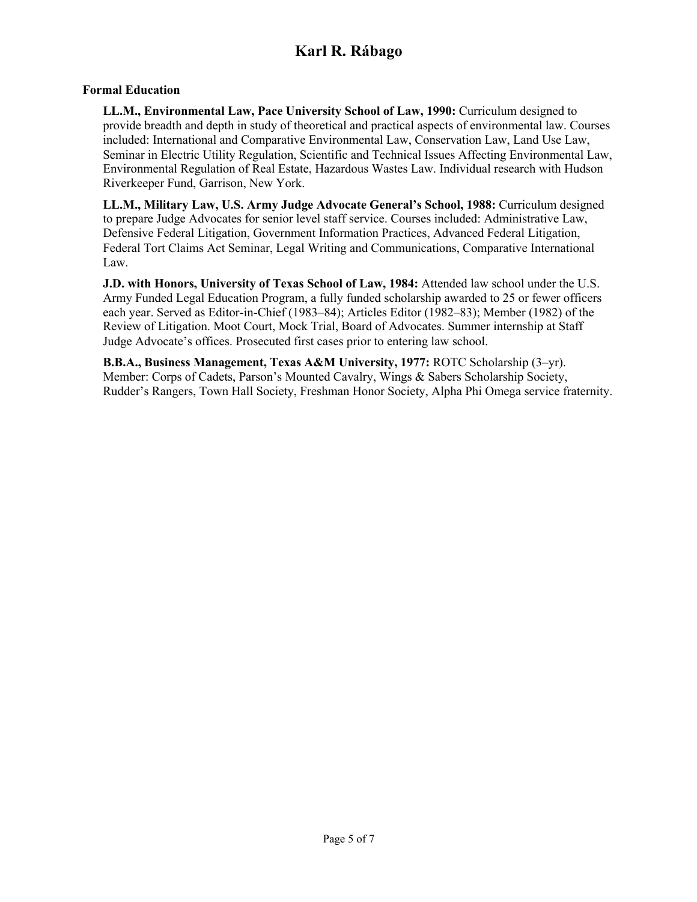**Formal Education**

**LL.M., Environmental Law, Pace University School of Law, 1990:** Curriculum designed to provide breadth and depth in study of theoretical and practical aspects of environmental law. Courses included: International and Comparative Environmental Law, Conservation Law, Land Use Law, Seminar in Electric Utility Regulation, Scientific and Technical Issues Affecting Environmental Law, Environmental Regulation of Real Estate, Hazardous Wastes Law. Individual research with Hudson Riverkeeper Fund, Garrison, New York.

**LL.M., Military Law, U.S. Army Judge Advocate General's School, 1988:** Curriculum designed to prepare Judge Advocates for senior level staff service. Courses included: Administrative Law, Defensive Federal Litigation, Government Information Practices, Advanced Federal Litigation, Federal Tort Claims Act Seminar, Legal Writing and Communications, Comparative International Law.

**J.D. with Honors, University of Texas School of Law, 1984:** Attended law school under the U.S. Army Funded Legal Education Program, a fully funded scholarship awarded to 25 or fewer officers each year. Served as Editor-in-Chief (1983–84); Articles Editor (1982–83); Member (1982) of the Review of Litigation. Moot Court, Mock Trial, Board of Advocates. Summer internship at Staff Judge Advocate's offices. Prosecuted first cases prior to entering law school.

**B.B.A., Business Management, Texas A&M University, 1977:** ROTC Scholarship (3–yr). Member: Corps of Cadets, Parson's Mounted Cavalry, Wings & Sabers Scholarship Society, Rudder's Rangers, Town Hall Society, Freshman Honor Society, Alpha Phi Omega service fraternity.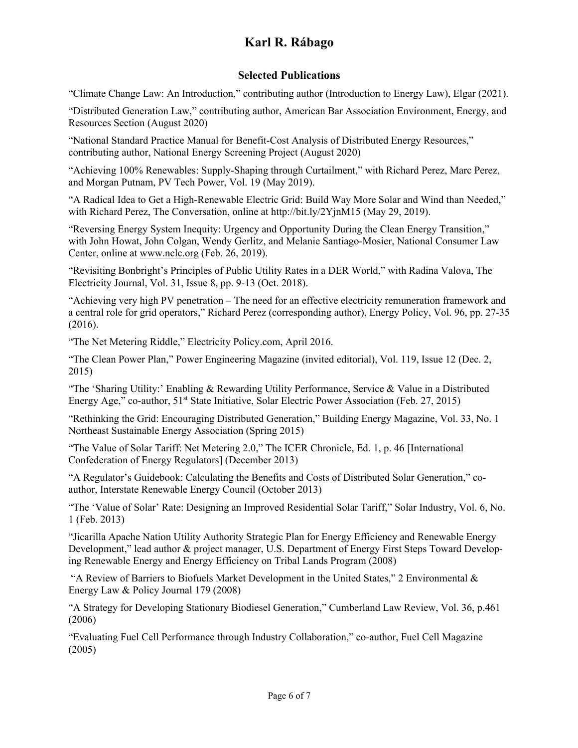# Karl R. Rábago

## Selected Publications

"Climate Change Law: An Introduction," contributing author (Introduction to Energy Law), Elgar (2021).

"Distributed Generation Law," contributing author, American Bar Association Environment, Energy, and Resources Section (August 2020)

"National Standard Practice Manual for Benefit-Cost Analysis of Distributed Energy Resources," contributing author, National Energy Screening Project (August 2020)

"Achieving 100% Renewables: Supply-Shaping through Curtailment," with Richard Perez, Marc Perez, and Morgan Putnam, PV Tech Power, Vol. 19 (May 2019).

"A Radical Idea to Get a High-Renewable Electric Grid: Build Way More Solar and Wind than Needed," with Richard Perez, The Conversation, online at http://bit.ly/2YjnM15 (May 29, 2019).

"Reversing Energy System Inequity: Urgency and Opportunity During the Clean Energy Transition," with John Howat, John Colgan, Wendy Gerlitz, and Melanie Santiago-Mosier, National Consumer Law Center, online at www.nclc.org (Feb. 26, 2019).

"Revisiting Bonbright's Principles of Public Utility Rates in a DER World," with Radina Valova, The Electricity Journal, Vol. 31, Issue 8, pp. 9-13 (Oct. 2018).

"Achieving very high PV penetration – The need for an effective electricity remuneration framework and a central role for grid operators," Richard Perez (corresponding author), Energy Policy, Vol. 96, pp. 27-35 (2016).

"The Net Metering Riddle," Electricity Policy.com, April 2016.

"The Clean Power Plan," Power Engineering Magazine (invited editorial), Vol. 119, Issue 12 (Dec. 2, 2015)

"The 'Sharing Utility:' Enabling & Rewarding Utility Performance, Service & Value in a Distributed Energy Age," co-author, 51st State Initiative, Solar Electric Power Association (Feb. 27, 2015)

"Rethinking the Grid: Encouraging Distributed Generation," Building Energy Magazine, Vol. 33, No. 1 Northeast Sustainable Energy Association (Spring 2015)

"The Value of Solar Tariff: Net Metering 2.0," The ICER Chronicle, Ed. 1, p. 46 [International Confederation of Energy Regulators] (December 2013)

"A Regulator's Guidebook: Calculating the Benefits and Costs of Distributed Solar Generation," co-author, Interstate Renewable Energy Council (October 2013)

"The 'Value of Solar' Rate: Designing an Improved Residential Solar Tariff," Solar Industry, Vol. 6, No. 1 (Feb. 2013)

"Jicarilla Apache Nation Utility Authority Strategic Plan for Energy Efficiency and Renewable Energy Development," lead author & project manager, U.S. Department of Energy First Steps Toward Developing Renewable Energy and Energy Efficiency on Tribal Lands Program (2008)

"A Review of Barriers to Biofuels Market Development in the United States," 2 Environmental & Energy Law & Policy Journal 179 (2008)

"A Strategy for Developing Stationary Biodiesel Generation," Cumberland Law Review, Vol. 36, p.461 (2006)

"Evaluating Fuel Cell Performance through Industry Collaboration," co-author, Fuel Cell Magazine (2005)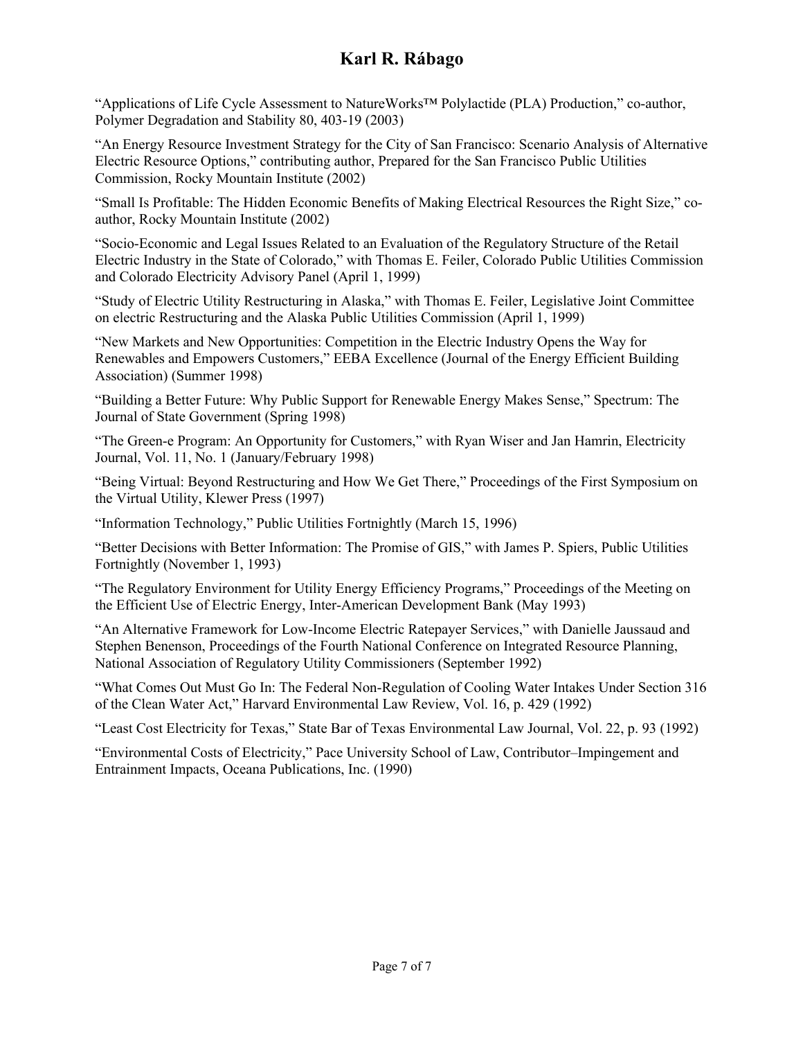"Applications of Life Cycle Assessment to NatureWorks™ Polylactide (PLA) Production," co-author, Polymer Degradation and Stability 80, 403-19 (2003)

"An Energy Resource Investment Strategy for the City of San Francisco: Scenario Analysis of Alternative Electric Resource Options," contributing author, Prepared for the San Francisco Public Utilities Commission, Rocky Mountain Institute (2002)

"Small Is Profitable: The Hidden Economic Benefits of Making Electrical Resources the Right Size," co-author, Rocky Mountain Institute (2002)

"Socio-Economic and Legal Issues Related to an Evaluation of the Regulatory Structure of the Retail Electric Industry in the State of Colorado," with Thomas E. Feiler, Colorado Public Utilities Commission and Colorado Electricity Advisory Panel (April 1, 1999)

"Study of Electric Utility Restructuring in Alaska," with Thomas E. Feiler, Legislative Joint Committee on electric Restructuring and the Alaska Public Utilities Commission (April 1, 1999)

"New Markets and New Opportunities: Competition in the Electric Industry Opens the Way for Renewables and Empowers Customers," EEBA Excellence (Journal of the Energy Efficient Building Association) (Summer 1998)

"Building a Better Future: Why Public Support for Renewable Energy Makes Sense," Spectrum: The Journal of State Government (Spring 1998)

"The Green-e Program: An Opportunity for Customers," with Ryan Wiser and Jan Hamrin, Electricity Journal, Vol. 11, No. 1 (January/February 1998)

"Being Virtual: Beyond Restructuring and How We Get There," Proceedings of the First Symposium on the Virtual Utility, Klewer Press (1997)

"Information Technology," Public Utilities Fortnightly (March 15, 1996)

"Better Decisions with Better Information: The Promise of GIS," with James P. Spiers, Public Utilities Fortnightly (November 1, 1993)

"The Regulatory Environment for Utility Energy Efficiency Programs," Proceedings of the Meeting on the Efficient Use of Electric Energy, Inter-American Development Bank (May 1993)

"An Alternative Framework for Low-Income Electric Ratepayer Services," with Danielle Jaussaud and Stephen Benenson, Proceedings of the Fourth National Conference on Integrated Resource Planning, National Association of Regulatory Utility Commissioners (September 1992)

"What Comes Out Must Go In: The Federal Non-Regulation of Cooling Water Intakes Under Section 316 of the Clean Water Act," Harvard Environmental Law Review, Vol. 16, p. 429 (1992)

"Least Cost Electricity for Texas," State Bar of Texas Environmental Law Journal, Vol. 22, p. 93 (1992)

"Environmental Costs of Electricity," Pace University School of Law, Contributor–Impingement and Entrainment Impacts, Oceana Publications, Inc. (1990)